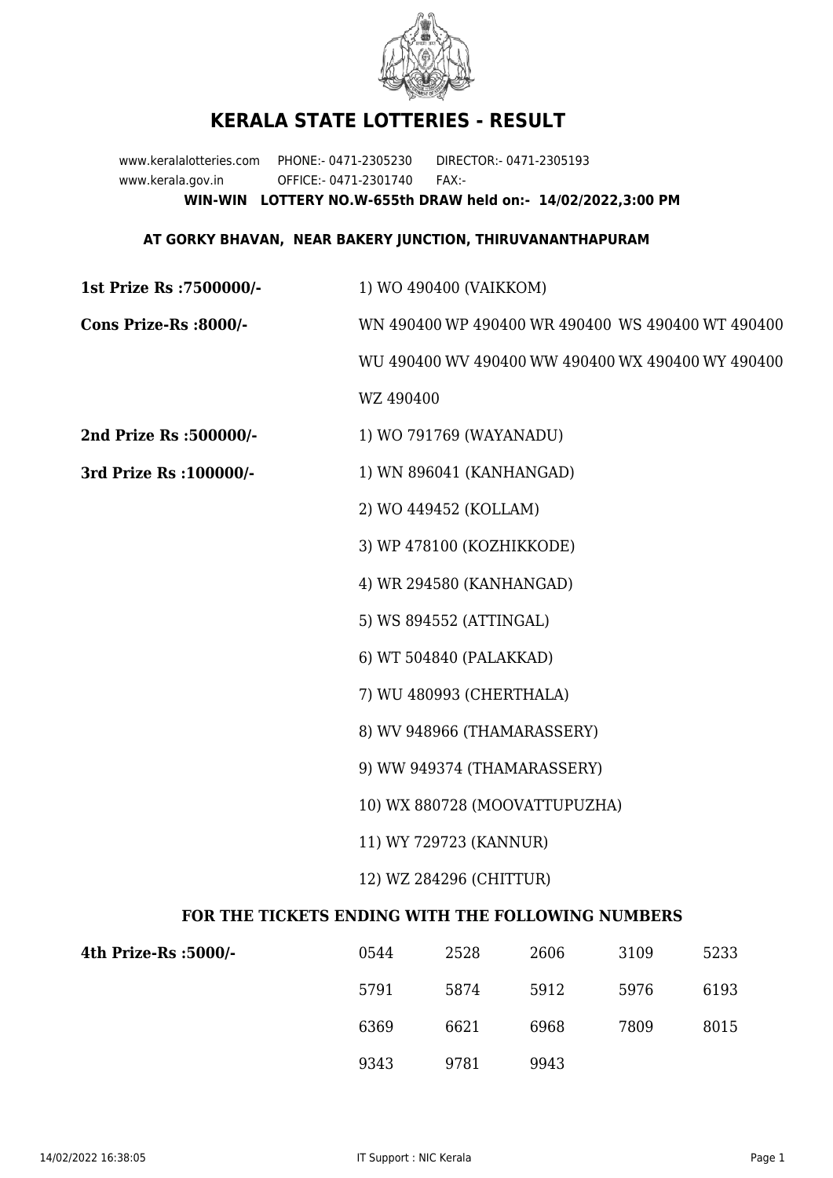# KERALA STATE LOTTERIES - RESULT

www.keralalotteries.com PHONE:- 0471-2305230 DIRECTOR:- 0471-2305193
www.kerala.gov.in OFFICE:- 0471-2301740 FAX:-

**WIN-WIN LOTTERY NO.W-655th DRAW held on:- 14/02/2022,3:00 PM**

**AT GORKY BHAVAN, NEAR BAKERY JUNCTION, THIRUVANANTHAPURAM**

**1st Prize Rs :7500000/-** 1) WO 490400 (VAIKKOM)

**Cons Prize-Rs :8000/-** WN 490400 WP 490400 WR 490400 WS 490400 WT 490400 WU 490400 WV 490400 WW 490400 WX 490400 WY 490400 WZ 490400

**2nd Prize Rs :500000/-** 1) WO 791769 (WAYANADU)

**3rd Prize Rs :100000/-**

1) WN 896041 (KANHANGAD)
2) WO 449452 (KOLLAM)
3) WP 478100 (KOZHIKKODE)
4) WR 294580 (KANHANGAD)
5) WS 894552 (ATTINGAL)
6) WT 504840 (PALAKKAD)
7) WU 480993 (CHERTHALA)
8) WV 948966 (THAMARASSERY)
9) WW 949374 (THAMARASSERY)
10) WX 880728 (MOOVATTUPUZHA)
11) WY 729723 (KANNUR)
12) WZ 284296 (CHITTUR)

## FOR THE TICKETS ENDING WITH THE FOLLOWING NUMBERS

**4th Prize-Rs :5000/-**

| | | | | |
|---|---|---|---|---|
| 0544 | 2528 | 2606 | 3109 | 5233 |
| 5791 | 5874 | 5912 | 5976 | 6193 |
| 6369 | 6621 | 6968 | 7809 | 8015 |
| 9343 | 9781 | 9943 | | |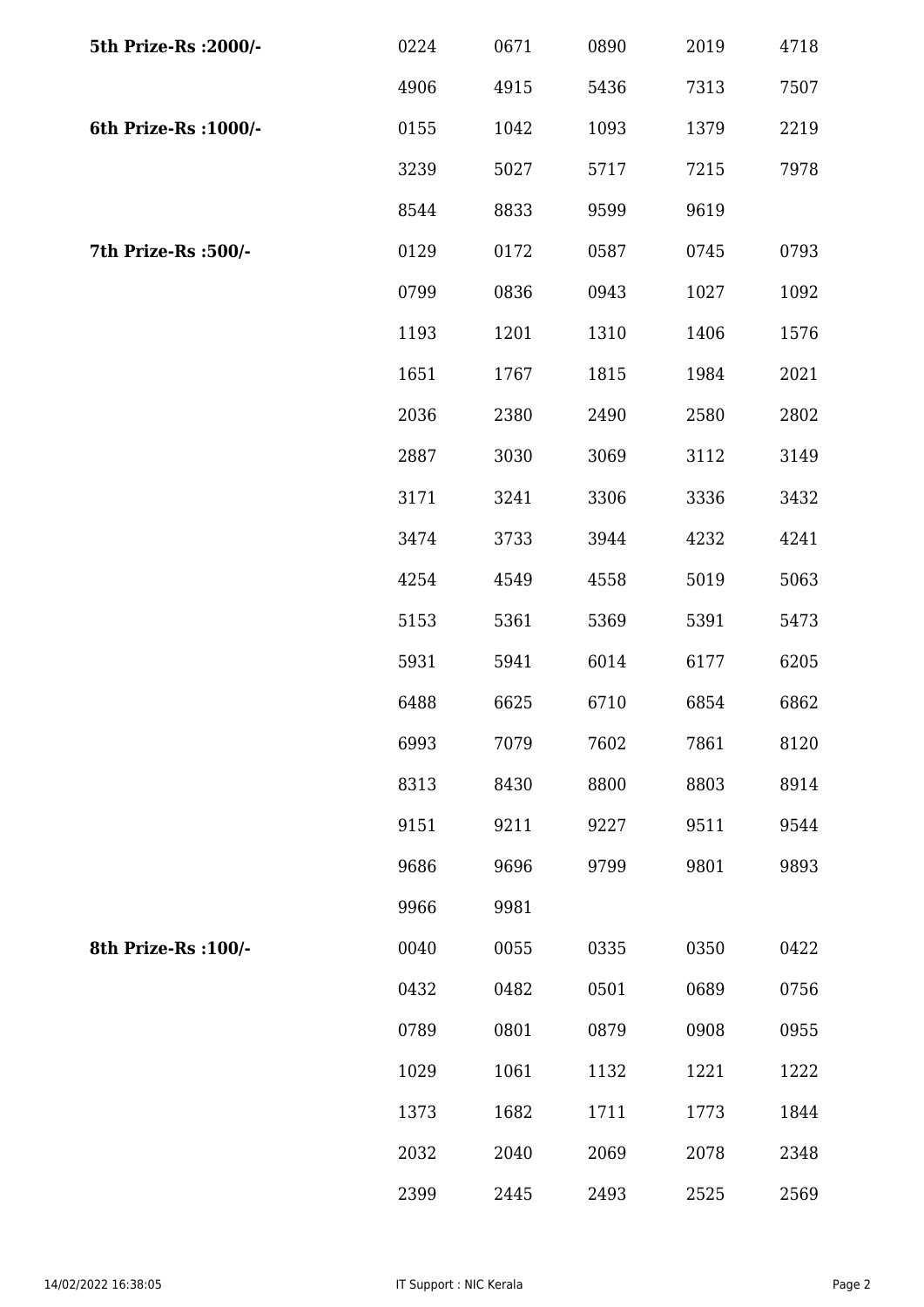| | | | | | |
|---|---|---|---|---|---|
| **5th Prize-Rs :2000/-** | 0224 | 0671 | 0890 | 2019 | 4718 |
| | 4906 | 4915 | 5436 | 7313 | 7507 |
| **6th Prize-Rs :1000/-** | 0155 | 1042 | 1093 | 1379 | 2219 |
| | 3239 | 5027 | 5717 | 7215 | 7978 |
| | 8544 | 8833 | 9599 | 9619 | |
| **7th Prize-Rs :500/-** | 0129 | 0172 | 0587 | 0745 | 0793 |
| | 0799 | 0836 | 0943 | 1027 | 1092 |
| | 1193 | 1201 | 1310 | 1406 | 1576 |
| | 1651 | 1767 | 1815 | 1984 | 2021 |
| | 2036 | 2380 | 2490 | 2580 | 2802 |
| | 2887 | 3030 | 3069 | 3112 | 3149 |
| | 3171 | 3241 | 3306 | 3336 | 3432 |
| | 3474 | 3733 | 3944 | 4232 | 4241 |
| | 4254 | 4549 | 4558 | 5019 | 5063 |
| | 5153 | 5361 | 5369 | 5391 | 5473 |
| | 5931 | 5941 | 6014 | 6177 | 6205 |
| | 6488 | 6625 | 6710 | 6854 | 6862 |
| | 6993 | 7079 | 7602 | 7861 | 8120 |
| | 8313 | 8430 | 8800 | 8803 | 8914 |
| | 9151 | 9211 | 9227 | 9511 | 9544 |
| | 9686 | 9696 | 9799 | 9801 | 9893 |
| | 9966 | 9981 | | | |
| **8th Prize-Rs :100/-** | 0040 | 0055 | 0335 | 0350 | 0422 |
| | 0432 | 0482 | 0501 | 0689 | 0756 |
| | 0789 | 0801 | 0879 | 0908 | 0955 |
| | 1029 | 1061 | 1132 | 1221 | 1222 |
| | 1373 | 1682 | 1711 | 1773 | 1844 |
| | 2032 | 2040 | 2069 | 2078 | 2348 |
| | 2399 | 2445 | 2493 | 2525 | 2569 |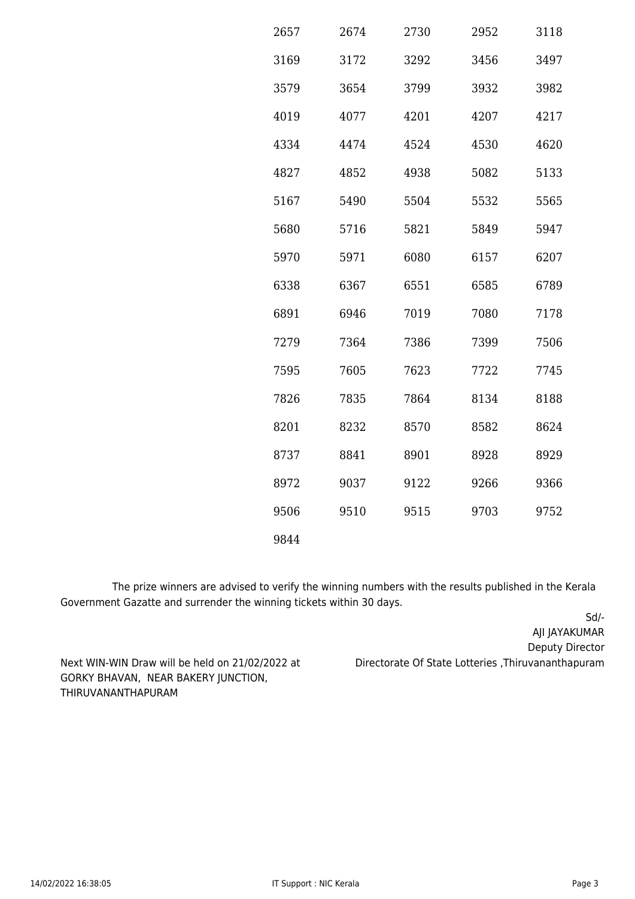| | | | | |
|---|---|---|---|---|
| 2657 | 2674 | 2730 | 2952 | 3118 |
| 3169 | 3172 | 3292 | 3456 | 3497 |
| 3579 | 3654 | 3799 | 3932 | 3982 |
| 4019 | 4077 | 4201 | 4207 | 4217 |
| 4334 | 4474 | 4524 | 4530 | 4620 |
| 4827 | 4852 | 4938 | 5082 | 5133 |
| 5167 | 5490 | 5504 | 5532 | 5565 |
| 5680 | 5716 | 5821 | 5849 | 5947 |
| 5970 | 5971 | 6080 | 6157 | 6207 |
| 6338 | 6367 | 6551 | 6585 | 6789 |
| 6891 | 6946 | 7019 | 7080 | 7178 |
| 7279 | 7364 | 7386 | 7399 | 7506 |
| 7595 | 7605 | 7623 | 7722 | 7745 |
| 7826 | 7835 | 7864 | 8134 | 8188 |
| 8201 | 8232 | 8570 | 8582 | 8624 |
| 8737 | 8841 | 8901 | 8928 | 8929 |
| 8972 | 9037 | 9122 | 9266 | 9366 |
| 9506 | 9510 | 9515 | 9703 | 9752 |
| 9844 | | | | |

The prize winners are advised to verify the winning numbers with the results published in the Kerala Government Gazatte and surrender the winning tickets within 30 days.

Sd/-
AJI JAYAKUMAR
Deputy Director
Directorate Of State Lotteries ,Thiruvananthapuram

Next WIN-WIN Draw will be held on 21/02/2022 at GORKY BHAVAN, NEAR BAKERY JUNCTION, THIRUVANANTHAPURAM

14/02/2022 16:38:05 IT Support : NIC Kerala